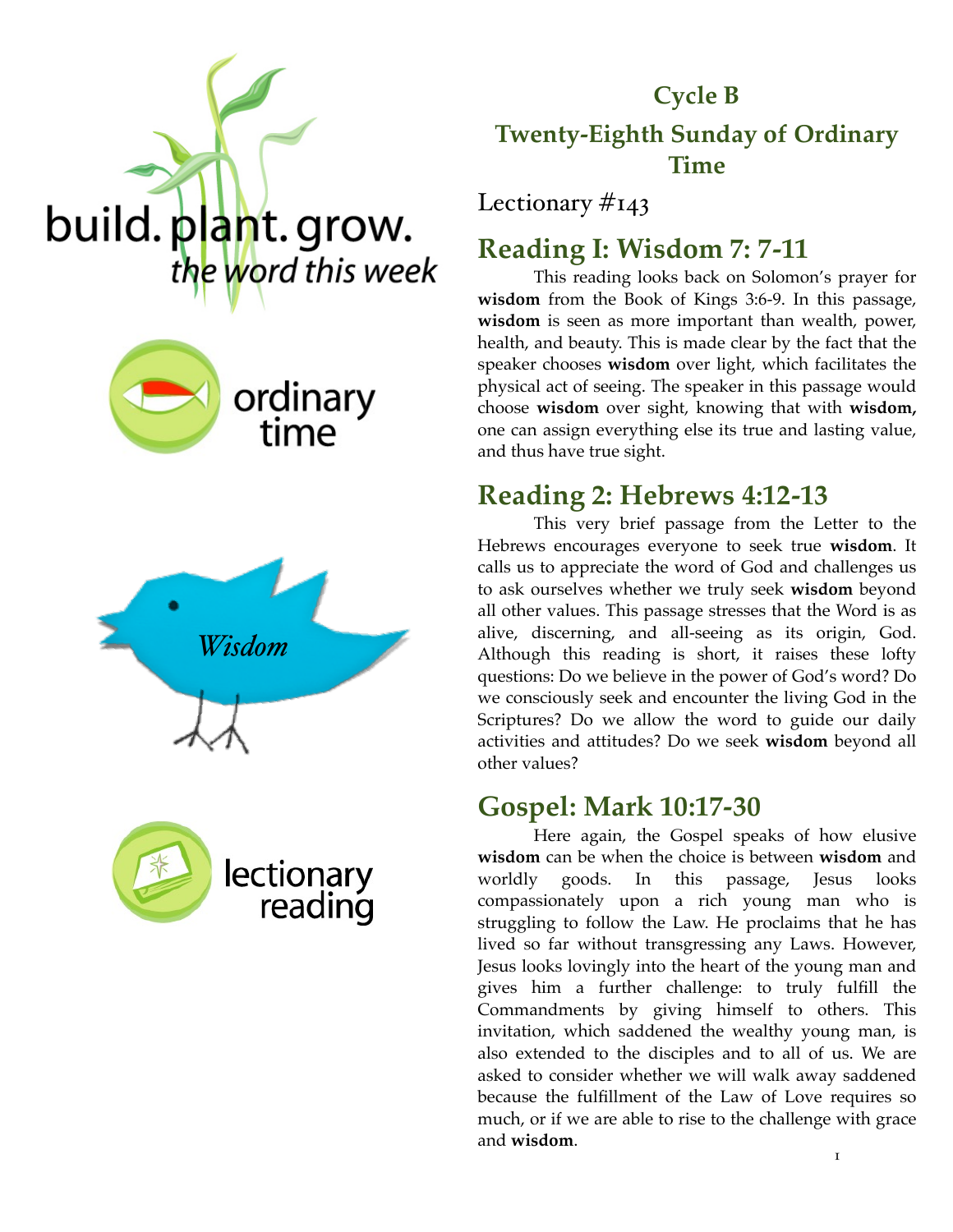build. plant. grow.
*the word this week*

ordinary time

*Wisdom*

lectionary reading

# Cycle B

# Twenty-Eighth Sunday of Ordinary Time

Lectionary #143

## Reading I: Wisdom 7: 7-11

This reading looks back on Solomon's prayer for **wisdom** from the Book of Kings 3:6-9. In this passage, **wisdom** is seen as more important than wealth, power, health, and beauty. This is made clear by the fact that the speaker chooses **wisdom** over light, which facilitates the physical act of seeing. The speaker in this passage would choose **wisdom** over sight, knowing that with **wisdom,** one can assign everything else its true and lasting value, and thus have true sight.

## Reading 2: Hebrews 4:12-13

This very brief passage from the Letter to the Hebrews encourages everyone to seek true **wisdom**. It calls us to appreciate the word of God and challenges us to ask ourselves whether we truly seek **wisdom** beyond all other values. This passage stresses that the Word is as alive, discerning, and all-seeing as its origin, God. Although this reading is short, it raises these lofty questions: Do we believe in the power of God's word? Do we consciously seek and encounter the living God in the Scriptures? Do we allow the word to guide our daily activities and attitudes? Do we seek **wisdom** beyond all other values?

## Gospel: Mark 10:17-30

Here again, the Gospel speaks of how elusive **wisdom** can be when the choice is between **wisdom** and worldly goods. In this passage, Jesus looks compassionately upon a rich young man who is struggling to follow the Law. He proclaims that he has lived so far without transgressing any Laws. However, Jesus looks lovingly into the heart of the young man and gives him a further challenge: to truly fulfill the Commandments by giving himself to others. This invitation, which saddened the wealthy young man, is also extended to the disciples and to all of us. We are asked to consider whether we will walk away saddened because the fulfillment of the Law of Love requires so much, or if we are able to rise to the challenge with grace and **wisdom**.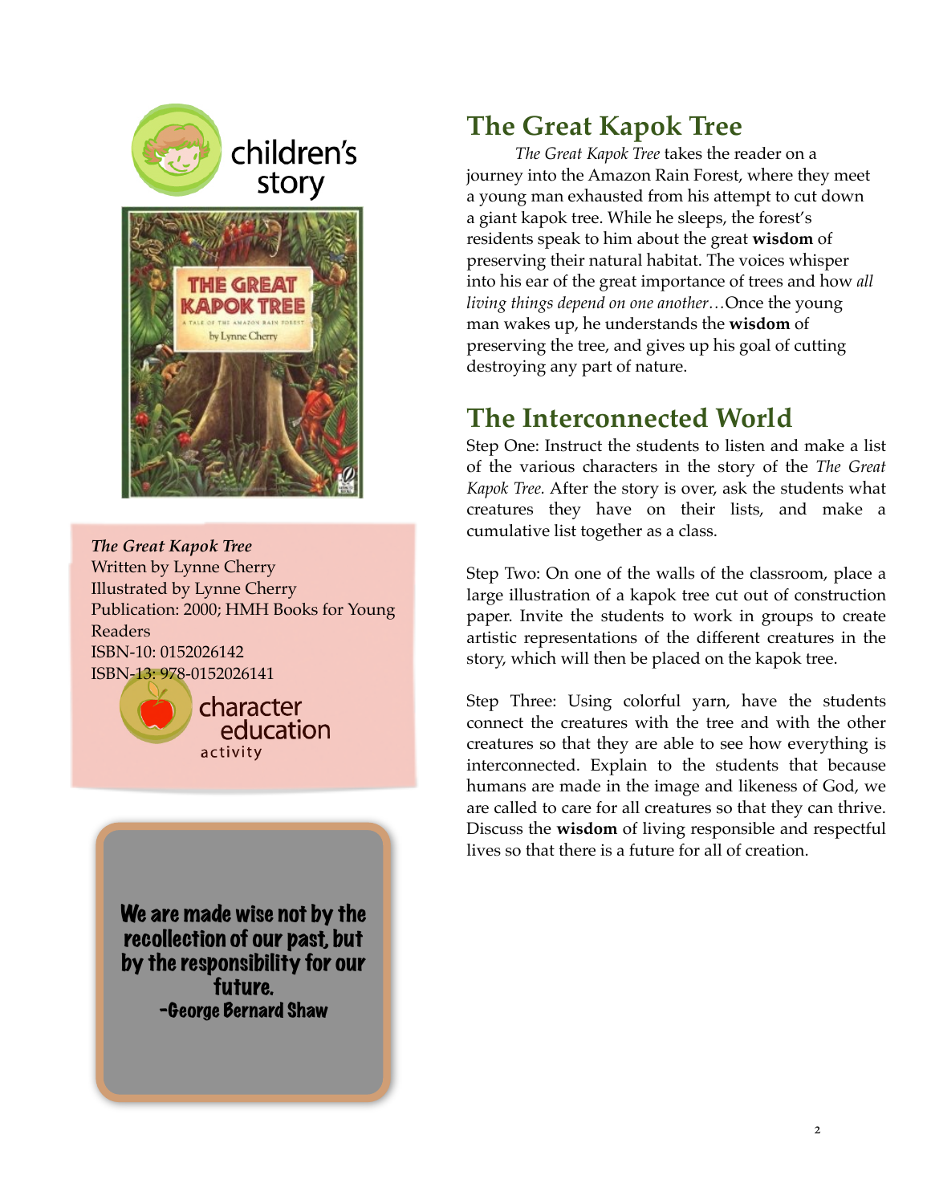children's story

*The Great Kapok Tree*
Written by Lynne Cherry
Illustrated by Lynne Cherry
Publication: 2000; HMH Books for Young Readers
ISBN-10: 0152026142
ISBN-13: 978-0152026141

character education activity

**We are made wise not by the recollection of our past, but by the responsibility for our future.**
**-George Bernard Shaw**

## The Great Kapok Tree

*The Great Kapok Tree* takes the reader on a journey into the Amazon Rain Forest, where they meet a young man exhausted from his attempt to cut down a giant kapok tree. While he sleeps, the forest's residents speak to him about the great **wisdom** of preserving their natural habitat. The voices whisper into his ear of the great importance of trees and how *all living things depend on one another…*Once the young man wakes up, he understands the **wisdom** of preserving the tree, and gives up his goal of cutting destroying any part of nature.

## The Interconnected World

Step One: Instruct the students to listen and make a list of the various characters in the story of the *The Great Kapok Tree.* After the story is over, ask the students what creatures they have on their lists, and make a cumulative list together as a class.

Step Two: On one of the walls of the classroom, place a large illustration of a kapok tree cut out of construction paper. Invite the students to work in groups to create artistic representations of the different creatures in the story, which will then be placed on the kapok tree.

Step Three: Using colorful yarn, have the students connect the creatures with the tree and with the other creatures so that they are able to see how everything is interconnected. Explain to the students that because humans are made in the image and likeness of God, we are called to care for all creatures so that they can thrive. Discuss the **wisdom** of living responsible and respectful lives so that there is a future for all of creation.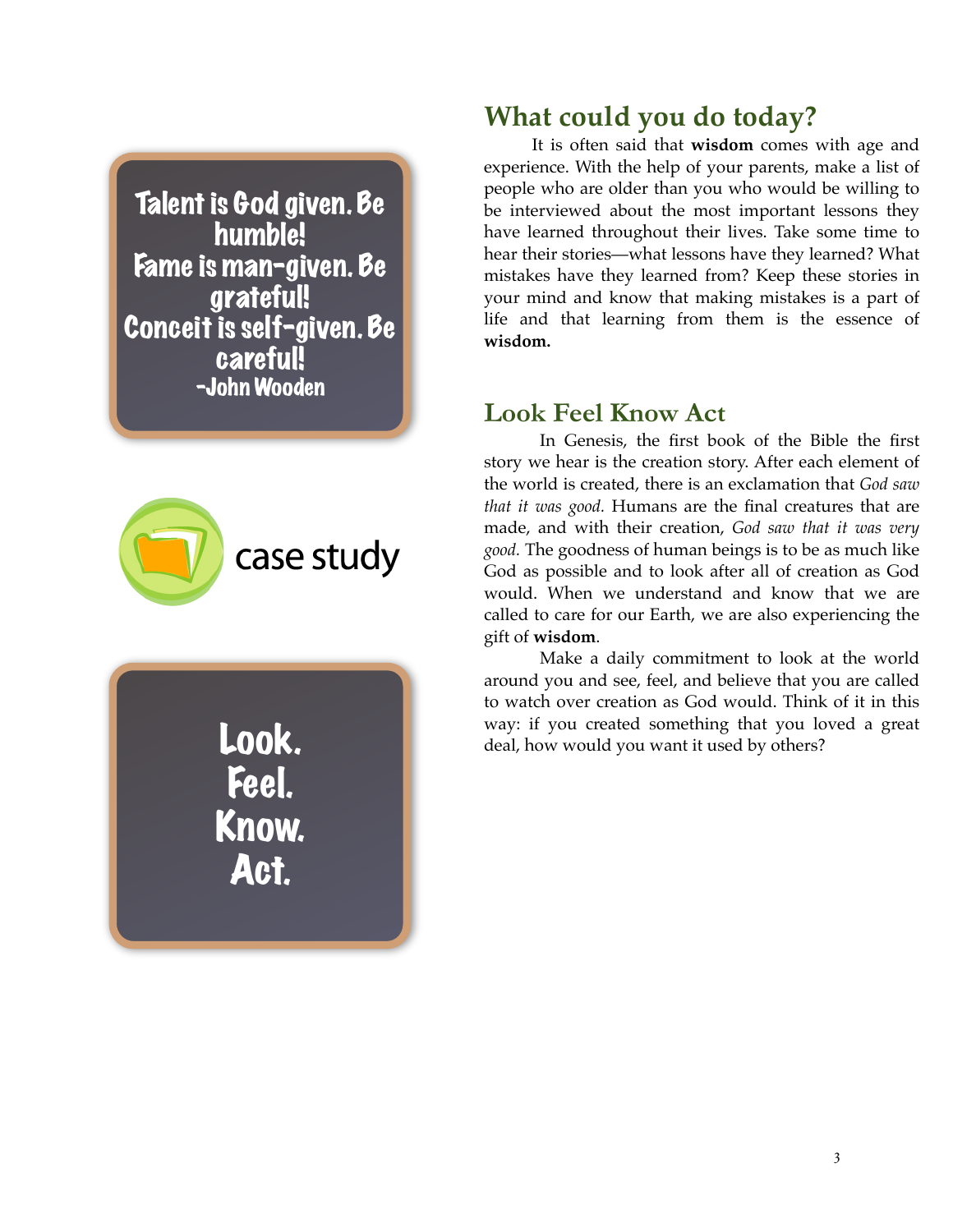Talent is God given. Be humble!
Fame is man-given. Be grateful!
Conceit is self-given. Be careful!
-John Wooden

case study

Look.
Feel.
Know.
Act.

## What could you do today?

It is often said that **wisdom** comes with age and experience. With the help of your parents, make a list of people who are older than you who would be willing to be interviewed about the most important lessons they have learned throughout their lives. Take some time to hear their stories—what lessons have they learned? What mistakes have they learned from? Keep these stories in your mind and know that making mistakes is a part of life and that learning from them is the essence of **wisdom.**

## Look Feel Know Act

In Genesis, the first book of the Bible the first story we hear is the creation story. After each element of the world is created, there is an exclamation that *God saw that it was good.* Humans are the final creatures that are made, and with their creation, *God saw that it was very good.* The goodness of human beings is to be as much like God as possible and to look after all of creation as God would. When we understand and know that we are called to care for our Earth, we are also experiencing the gift of **wisdom**.

Make a daily commitment to look at the world around you and see, feel, and believe that you are called to watch over creation as God would. Think of it in this way: if you created something that you loved a great deal, how would you want it used by others?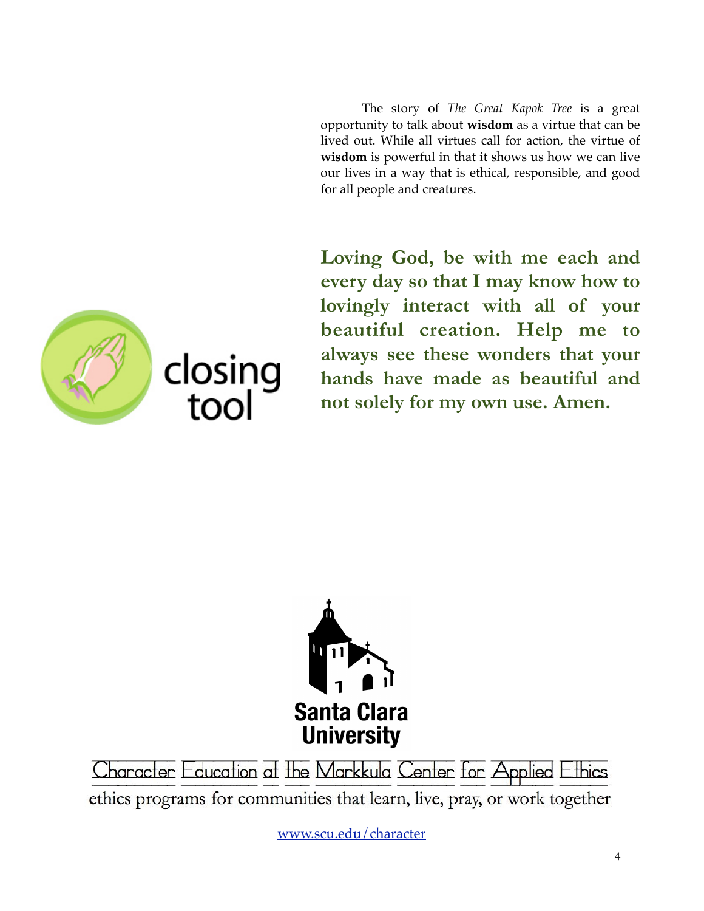The story of *The Great Kapok Tree* is a great opportunity to talk about **wisdom** as a virtue that can be lived out. While all virtues call for action, the virtue of **wisdom** is powerful in that it shows us how we can live our lives in a way that is ethical, responsible, and good for all people and creatures.

## closing tool

**Loving God, be with me each and every day so that I may know how to lovingly interact with all of your beautiful creation. Help me to always see these wonders that your hands have made as beautiful and not solely for my own use. Amen.**

Santa Clara University

Character Education at the Markkula Center for Applied Ethics

ethics programs for communities that learn, live, pray, or work together

[www.scu.edu/character](http://www.scu.edu/character)